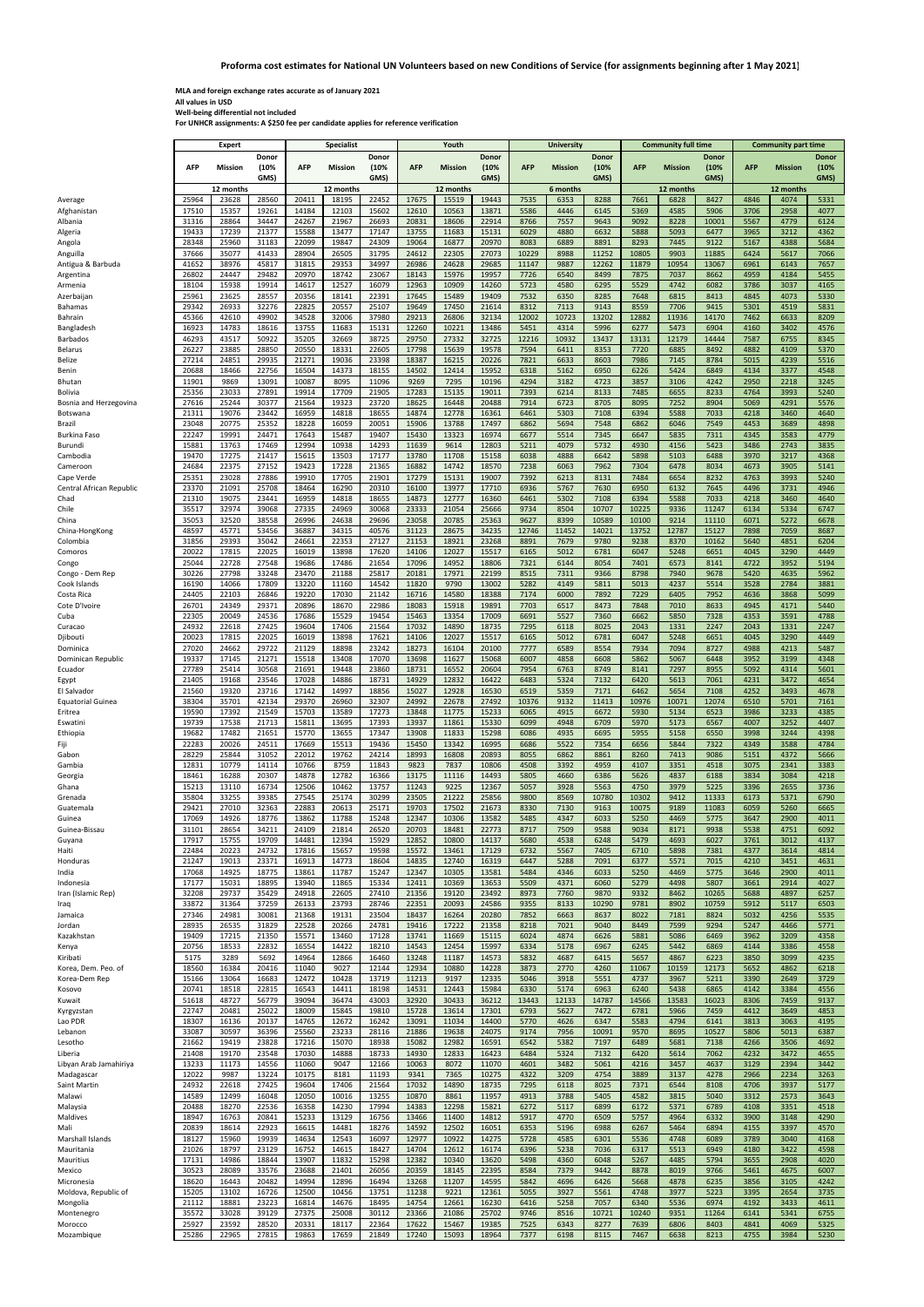# Proforma cost estimates for National UN Volunteers based on new Conditions of Service (for assignments beginning after 1 May 2021)

**MLA and foreign exchange rates accurate as of January 2021**
**All values in USD**
**Well-being differential not included**
**For UNHCR assignments: A $250 fee per candidate applies for reference verification**

| | Expert | | | Specialist | | | Youth | | | University | | | Community full time | | | Community part time | | |
|---|---|---|---|---|---|---|---|---|---|---|---|---|---|---|---|---|---|---|
| | AFP | Mission | Donor (10% GMS) | AFP | Mission | Donor (10% GMS) | AFP | Mission | Donor (10% GMS) | AFP | Mission | Donor (10% GMS) | AFP | Mission | Donor (10% GMS) | AFP | Mission | Donor (10% GMS) |
| | 12 months | | | 12 months | | | 12 months | | | 6 months | | | 12 months | | | 12 months | | |
| Average | 25964 | 23628 | 28560 | 20411 | 18195 | 22452 | 17675 | 15519 | 19443 | 7535 | 6353 | 8288 | 7661 | 6828 | 8427 | 4846 | 4074 | 5331 |
| Afghanistan | 17510 | 15357 | 19261 | 14184 | 12103 | 15602 | 12610 | 10563 | 13871 | 5586 | 4446 | 6145 | 5369 | 4585 | 5906 | 3706 | 2958 | 4077 |
| Albania | 31316 | 28864 | 34447 | 24267 | 21967 | 26693 | 20831 | 18606 | 22914 | 8766 | 7557 | 9643 | 9092 | 8228 | 10001 | 5567 | 4779 | 6124 |
| Algeria | 19433 | 17239 | 21377 | 15588 | 13477 | 17147 | 13755 | 11683 | 15131 | 6029 | 4880 | 6632 | 5888 | 5093 | 6477 | 3965 | 3212 | 4362 |
| Angola | 28348 | 25960 | 31183 | 22099 | 19847 | 24309 | 19064 | 16877 | 20970 | 8083 | 6889 | 8891 | 8293 | 7445 | 9122 | 5167 | 4388 | 5684 |
| Anguilla | 37666 | 35077 | 41433 | 28904 | 26505 | 31795 | 24612 | 22305 | 27073 | 10229 | 8988 | 11252 | 10805 | 9903 | 11885 | 6424 | 5617 | 7066 |
| Antigua & Barbuda | 41652 | 38976 | 45817 | 31815 | 29353 | 34997 | 26986 | 24628 | 29685 | 11147 | 9887 | 12262 | 11879 | 10954 | 13067 | 6961 | 6143 | 7657 |
| Argentina | 26802 | 24447 | 29482 | 20970 | 18742 | 23067 | 18143 | 15976 | 19957 | 7726 | 6540 | 8499 | 7875 | 7037 | 8662 | 4959 | 4184 | 5455 |
| Armenia | 18104 | 15938 | 19914 | 14617 | 12527 | 16079 | 12963 | 10909 | 14260 | 5723 | 4580 | 6295 | 5529 | 4742 | 6082 | 3786 | 3037 | 4165 |
| Azerbaijan | 25961 | 23625 | 28557 | 20356 | 18141 | 22391 | 17645 | 15489 | 19409 | 7532 | 6350 | 8285 | 7648 | 6815 | 8413 | 4845 | 4073 | 5330 |
| Bahamas | 29342 | 26933 | 32276 | 22825 | 20557 | 25107 | 19649 | 17450 | 21614 | 8312 | 7113 | 9143 | 8559 | 7706 | 9415 | 5301 | 4519 | 5831 |
| Bahrain | 45366 | 42610 | 49902 | 34528 | 32006 | 37980 | 29213 | 26806 | 32134 | 12002 | 10723 | 13202 | 12882 | 11936 | 14170 | 7462 | 6633 | 8209 |
| Bangladesh | 16923 | 14783 | 18616 | 13755 | 11683 | 15131 | 12260 | 10221 | 13486 | 5451 | 4314 | 5996 | 6277 | 5473 | 6904 | 4160 | 3402 | 4576 |
| Barbados | 46293 | 43517 | 50922 | 35205 | 32669 | 38725 | 29750 | 27332 | 32725 | 12216 | 10932 | 13437 | 13131 | 12179 | 14444 | 7587 | 6755 | 8345 |
| Belarus | 26227 | 23885 | 28850 | 20550 | 18331 | 22605 | 17798 | 15639 | 19578 | 7594 | 6411 | 8353 | 7720 | 6885 | 8492 | 4882 | 4109 | 5370 |
| Belize | 27214 | 24851 | 29935 | 21271 | 19036 | 23398 | 18387 | 16215 | 20226 | 7821 | 6633 | 8603 | 7986 | 7145 | 8784 | 5015 | 4239 | 5516 |
| Benin | 20688 | 18466 | 22756 | 16504 | 14373 | 18155 | 14502 | 12414 | 15952 | 6318 | 5162 | 6950 | 6226 | 5424 | 6849 | 4134 | 3377 | 4548 |
| Bhutan | 11901 | 9869 | 13091 | 10087 | 8095 | 11096 | 9269 | 7295 | 10196 | 4294 | 3182 | 4723 | 3857 | 3106 | 4242 | 2950 | 2218 | 3245 |
| Bolivia | 25356 | 23033 | 27891 | 19914 | 17709 | 21905 | 17283 | 15135 | 19011 | 7393 | 6214 | 8133 | 7485 | 6655 | 8233 | 4764 | 3993 | 5240 |
| Bosnia and Herzegovina | 27616 | 25244 | 30377 | 21564 | 19323 | 23720 | 18625 | 16448 | 20488 | 7914 | 6723 | 8705 | 8095 | 7252 | 8904 | 5069 | 4291 | 5576 |
| Botswana | 21311 | 19076 | 23442 | 16959 | 14818 | 18655 | 14874 | 12778 | 16361 | 6461 | 5303 | 7108 | 6394 | 5588 | 7033 | 4218 | 3460 | 4640 |
| Brazil | 23048 | 20775 | 25352 | 18228 | 16059 | 20051 | 15906 | 13788 | 17497 | 6862 | 5694 | 7548 | 6862 | 6046 | 7549 | 4453 | 3689 | 4898 |
| Burkina Faso | 22247 | 19991 | 24471 | 17643 | 15487 | 19407 | 15430 | 13323 | 16974 | 6677 | 5514 | 7345 | 6647 | 5835 | 7311 | 4345 | 3583 | 4779 |
| Burundi | 15881 | 13763 | 17469 | 12994 | 10938 | 14293 | 11639 | 9614 | 12803 | 5211 | 4079 | 5732 | 4930 | 4156 | 5423 | 3486 | 2743 | 3835 |
| Cambodia | 19470 | 17275 | 21417 | 15615 | 13503 | 17177 | 13780 | 11708 | 15158 | 6038 | 4888 | 6642 | 5898 | 5103 | 6488 | 3970 | 3217 | 4368 |
| Cameroon | 24684 | 22375 | 27152 | 19423 | 17228 | 21365 | 16882 | 14742 | 18570 | 7238 | 6063 | 7962 | 7304 | 6478 | 8034 | 4673 | 3905 | 5141 |
| Cape Verde | 25351 | 23028 | 27886 | 19910 | 17705 | 21901 | 17279 | 15131 | 19007 | 7392 | 6213 | 8131 | 7484 | 6654 | 8232 | 4763 | 3993 | 5240 |
| Central African Republic | 23370 | 21091 | 25708 | 18464 | 16290 | 20310 | 16100 | 13977 | 17710 | 6936 | 5767 | 7630 | 6950 | 6132 | 7645 | 4496 | 3731 | 4946 |
| Chad | 21310 | 19075 | 23441 | 16959 | 14818 | 18655 | 14873 | 12777 | 16360 | 6461 | 5302 | 7108 | 6394 | 5588 | 7033 | 4218 | 3460 | 4640 |
| Chile | 35517 | 32974 | 39068 | 27335 | 24969 | 30068 | 23333 | 21054 | 25666 | 9734 | 8504 | 10707 | 10225 | 9336 | 11247 | 6134 | 5334 | 6747 |
| China | 35053 | 32520 | 38558 | 26996 | 24638 | 29696 | 23058 | 20785 | 25363 | 9627 | 8399 | 10589 | 10100 | 9214 | 11110 | 6071 | 5272 | 6678 |
| China-HongKong | 48597 | 45771 | 53456 | 36887 | 34315 | 40576 | 31123 | 28675 | 34235 | 12746 | 11452 | 14021 | 13752 | 12787 | 15127 | 7898 | 7059 | 8687 |
| Colombia | 31856 | 29393 | 35042 | 24661 | 22353 | 27127 | 21153 | 18921 | 23268 | 8891 | 7679 | 9780 | 9238 | 8370 | 10162 | 5640 | 4851 | 6204 |
| Comoros | 20022 | 17815 | 22025 | 16019 | 13898 | 17620 | 14106 | 12027 | 15517 | 6165 | 5012 | 6781 | 6047 | 5248 | 6651 | 4045 | 3290 | 4449 |
| Congo | 25044 | 22728 | 27548 | 19686 | 17486 | 21654 | 17096 | 14952 | 18806 | 7321 | 6144 | 8054 | 7401 | 6573 | 8141 | 4722 | 3952 | 5194 |
| Congo - Dem Rep | 30226 | 27798 | 33248 | 23470 | 21188 | 25817 | 20181 | 17971 | 22199 | 8515 | 7311 | 9366 | 8798 | 7940 | 9678 | 5420 | 4635 | 5962 |
| Cook Islands | 16190 | 14066 | 17809 | 13220 | 11160 | 14542 | 11820 | 9790 | 13002 | 5282 | 4149 | 5811 | 5013 | 4237 | 5514 | 3528 | 2784 | 3881 |
| Costa Rica | 24405 | 22103 | 26846 | 19220 | 17030 | 21142 | 16716 | 14580 | 18388 | 7174 | 6000 | 7892 | 7229 | 6405 | 7952 | 4636 | 3868 | 5099 |
| Cote D'Ivoire | 26701 | 24349 | 29371 | 20896 | 18670 | 22986 | 18083 | 15918 | 19891 | 7703 | 6517 | 8473 | 7848 | 7010 | 8633 | 4945 | 4171 | 5440 |
| Cuba | 22305 | 20049 | 24536 | 17686 | 15529 | 19454 | 15463 | 13354 | 17009 | 6691 | 5527 | 7360 | 6662 | 5850 | 7328 | 4353 | 3591 | 4788 |
| Curacao | 24932 | 22618 | 27425 | 19604 | 17406 | 21564 | 17032 | 14890 | 18735 | 7295 | 6118 | 8025 | 2043 | 1331 | 2247 | 2043 | 1331 | 2247 |
| Djibouti | 20023 | 17815 | 22025 | 16019 | 13898 | 17621 | 14106 | 12027 | 15517 | 6165 | 5012 | 6781 | 6047 | 5248 | 6651 | 4045 | 3290 | 4449 |
| Dominica | 27020 | 24662 | 29722 | 21129 | 18898 | 23242 | 18273 | 16104 | 20100 | 7777 | 6589 | 8554 | 7934 | 7094 | 8727 | 4988 | 4213 | 5487 |
| Dominican Republic | 19337 | 17145 | 21271 | 15518 | 13408 | 17070 | 13698 | 11627 | 15068 | 6007 | 4858 | 6608 | 5862 | 5067 | 6448 | 3952 | 3199 | 4348 |
| Ecuador | 27789 | 25414 | 30568 | 21691 | 19448 | 23860 | 18731 | 16552 | 20604 | 7954 | 6763 | 8749 | 8141 | 7297 | 8955 | 5092 | 4314 | 5601 |
| Egypt | 21405 | 19168 | 23546 | 17028 | 14886 | 18731 | 14929 | 12832 | 16422 | 6483 | 5324 | 7132 | 6420 | 5613 | 7061 | 4231 | 3472 | 4654 |
| El Salvador | 21560 | 19320 | 23716 | 17142 | 14997 | 18856 | 15027 | 12928 | 16530 | 6519 | 5359 | 7171 | 6462 | 5654 | 7108 | 4252 | 3493 | 4678 |
| Equatorial Guinea | 38304 | 35701 | 42134 | 29370 | 26960 | 32307 | 24992 | 22678 | 27492 | 10376 | 9132 | 11413 | 10976 | 10071 | 12074 | 6510 | 5701 | 7161 |
| Eritrea | 19590 | 17392 | 21549 | 15703 | 13589 | 17273 | 13848 | 11775 | 15233 | 6065 | 4915 | 6672 | 5930 | 5134 | 6523 | 3986 | 3233 | 4385 |
| Eswatini | 19739 | 17538 | 21713 | 15811 | 13695 | 17393 | 13937 | 11861 | 15330 | 6099 | 4948 | 6709 | 5970 | 5173 | 6567 | 4007 | 3252 | 4407 |
| Ethiopia | 19682 | 17482 | 21651 | 15770 | 13655 | 17347 | 13908 | 11833 | 15298 | 6086 | 4935 | 6695 | 5955 | 5158 | 6550 | 3998 | 3244 | 4398 |
| Fiji | 22283 | 20026 | 24511 | 17669 | 15513 | 19436 | 15450 | 13342 | 16995 | 6686 | 5522 | 7354 | 6656 | 5844 | 7322 | 4349 | 3588 | 4784 |
| Gabon | 28229 | 25844 | 31052 | 22012 | 19762 | 24214 | 18993 | 16808 | 20893 | 8055 | 6862 | 8861 | 8260 | 7413 | 9086 | 5151 | 4372 | 5666 |
| Gambia | 12831 | 10779 | 14114 | 10766 | 8759 | 11843 | 9823 | 7837 | 10806 | 4508 | 3392 | 4959 | 4107 | 3351 | 4518 | 3075 | 2341 | 3383 |
| Georgia | 18461 | 16288 | 20307 | 14878 | 12782 | 16366 | 13175 | 11116 | 14493 | 5805 | 4660 | 6386 | 5626 | 4837 | 6188 | 3834 | 3084 | 4218 |
| Ghana | 15213 | 13110 | 16734 | 12506 | 10462 | 13757 | 11243 | 9225 | 12367 | 5057 | 3928 | 5563 | 4750 | 3979 | 5225 | 3396 | 2655 | 3736 |
| Grenada | 35804 | 33255 | 39385 | 27545 | 25174 | 30299 | 23505 | 21222 | 25856 | 9800 | 8569 | 10780 | 10302 | 9412 | 11333 | 6173 | 5371 | 6790 |
| Guatemala | 29421 | 27010 | 32363 | 22883 | 20613 | 25171 | 19703 | 17502 | 21673 | 8330 | 7130 | 9163 | 10075 | 9189 | 11083 | 6059 | 5260 | 6665 |
| Guinea | 17069 | 14926 | 18776 | 13862 | 11788 | 15248 | 12347 | 10306 | 13582 | 5485 | 4347 | 6033 | 5250 | 4469 | 5775 | 3647 | 2900 | 4011 |
| Guinea-Bissau | 31101 | 28654 | 34211 | 24109 | 21814 | 26520 | 20703 | 18481 | 22773 | 8717 | 7509 | 9588 | 9034 | 8171 | 9938 | 5538 | 4751 | 6092 |
| Guyana | 17917 | 15755 | 19709 | 14481 | 12394 | 15929 | 12852 | 10800 | 14137 | 5680 | 4538 | 6248 | 5479 | 4693 | 6027 | 3761 | 3012 | 4137 |
| Haiti | 22484 | 20223 | 24732 | 17816 | 15657 | 19598 | 15572 | 13461 | 17129 | 6732 | 5567 | 7405 | 6710 | 5898 | 7381 | 4377 | 3614 | 4814 |
| Honduras | 21247 | 19013 | 23371 | 16913 | 14773 | 18604 | 14835 | 12740 | 16319 | 6447 | 5288 | 7091 | 6377 | 5571 | 7015 | 4210 | 3451 | 4631 |
| India | 17068 | 14925 | 18775 | 13861 | 11787 | 15247 | 12347 | 10305 | 13581 | 5484 | 4346 | 6033 | 5250 | 4469 | 5775 | 3646 | 2900 | 4011 |
| Indonesia | 17177 | 15031 | 18895 | 13940 | 11865 | 15334 | 12411 | 10369 | 13653 | 5509 | 4371 | 6060 | 5279 | 4498 | 5807 | 3661 | 2914 | 4027 |
| Iran (Islamic Rep) | 32208 | 29737 | 35429 | 24918 | 22605 | 27410 | 21356 | 19120 | 23492 | 8973 | 7760 | 9870 | 9332 | 8462 | 10265 | 5688 | 4897 | 6257 |
| Iraq | 33872 | 31364 | 37259 | 26133 | 23793 | 28746 | 22351 | 20093 | 24586 | 9355 | 8133 | 10290 | 9781 | 8902 | 10759 | 5912 | 5117 | 6503 |
| Jamaica | 27346 | 24981 | 30081 | 21368 | 19131 | 23504 | 18437 | 16264 | 20280 | 7852 | 6663 | 8637 | 8022 | 7181 | 8824 | 5032 | 4256 | 5535 |
| Jordan | 28935 | 26535 | 31829 | 22528 | 20266 | 24781 | 19416 | 17222 | 21358 | 8218 | 7021 | 9040 | 8449 | 7599 | 9294 | 5247 | 4466 | 5771 |
| Kazakhstan | 19409 | 17215 | 21350 | 15571 | 13460 | 17128 | 13741 | 11669 | 15115 | 6024 | 4874 | 6626 | 5881 | 5086 | 6469 | 3962 | 3209 | 4358 |
| Kenya | 20756 | 18533 | 22832 | 16554 | 14422 | 18210 | 14543 | 12454 | 15997 | 6334 | 5178 | 6967 | 6245 | 5442 | 6869 | 4144 | 3386 | 4558 |
| Kiribati | 5175 | 3289 | 5692 | 14964 | 12866 | 16460 | 13248 | 11187 | 14573 | 5832 | 4687 | 6415 | 5657 | 4867 | 6223 | 3850 | 3099 | 4235 |
| Korea, Dem. Peo. of | 18560 | 16384 | 20416 | 11040 | 9027 | 12144 | 12934 | 10880 | 14228 | 3873 | 2770 | 4260 | 11067 | 10159 | 12173 | 5652 | 4862 | 6218 |
| Korea-Dem Rep | 15166 | 13064 | 16683 | 12472 | 10428 | 13719 | 11213 | 9197 | 12335 | 5046 | 3918 | 5551 | 4737 | 3967 | 5211 | 3390 | 2649 | 3729 |
| Kosovo | 20741 | 18518 | 22815 | 16543 | 14411 | 18198 | 14531 | 12443 | 15984 | 6330 | 5174 | 6963 | 6240 | 5438 | 6865 | 4142 | 3384 | 4556 |
| Kuwait | 51618 | 48727 | 56779 | 39094 | 36474 | 43003 | 32920 | 30433 | 36212 | 13443 | 12133 | 14787 | 14566 | 13583 | 16023 | 8306 | 7459 | 9137 |
| Kyrgyzstan | 22747 | 20481 | 25022 | 18009 | 15845 | 19810 | 15728 | 13614 | 17301 | 6793 | 5627 | 7472 | 6781 | 5966 | 7459 | 4412 | 3649 | 4853 |
| Lao PDR | 18307 | 16136 | 20137 | 14765 | 12672 | 16242 | 13091 | 11034 | 14400 | 5770 | 4626 | 6347 | 5583 | 4794 | 6141 | 3813 | 3063 | 4195 |
| Lebanon | 33087 | 30597 | 36396 | 25560 | 23233 | 28116 | 21886 | 19638 | 24075 | 9174 | 7956 | 10091 | 9570 | 8695 | 10527 | 5806 | 5013 | 6387 |
| Lesotho | 21662 | 19419 | 23828 | 17216 | 15070 | 18938 | 15082 | 12982 | 16591 | 6542 | 5382 | 7197 | 6489 | 5681 | 7138 | 4266 | 3506 | 4692 |
| Liberia | 21408 | 19170 | 23548 | 17030 | 14888 | 18733 | 14930 | 12833 | 16423 | 6484 | 5324 | 7132 | 6420 | 5614 | 7062 | 4232 | 3472 | 4655 |
| Libyan Arab Jamahiriya | 13233 | 11173 | 14556 | 11060 | 9047 | 12166 | 10063 | 8072 | 11070 | 4601 | 3482 | 5061 | 4216 | 3457 | 4637 | 3129 | 2394 | 3442 |
| Madagascar | 12022 | 9987 | 13224 | 10175 | 8181 | 11193 | 9341 | 7365 | 10275 | 4322 | 3209 | 4754 | 3889 | 3137 | 4278 | 2966 | 2234 | 3263 |
| Saint Martin | 24932 | 22618 | 27425 | 19604 | 17406 | 21564 | 17032 | 14890 | 18735 | 7295 | 6118 | 8025 | 7371 | 6544 | 8108 | 4706 | 3937 | 5177 |
| Malawi | 14589 | 12499 | 16048 | 12050 | 10016 | 13255 | 10870 | 8861 | 11957 | 4913 | 3788 | 5405 | 4582 | 3815 | 5040 | 3312 | 2573 | 3643 |
| Malaysia | 20488 | 18270 | 22536 | 16358 | 14230 | 17994 | 14383 | 12298 | 15821 | 6272 | 5117 | 6899 | 6172 | 5371 | 6789 | 4108 | 3351 | 4518 |
| Maldives | 18947 | 16763 | 20841 | 15233 | 13129 | 16756 | 13466 | 11400 | 14812 | 5917 | 4770 | 6509 | 5757 | 4964 | 6332 | 3900 | 3148 | 4290 |
| Mali | 20839 | 18614 | 22923 | 16615 | 14481 | 18276 | 14592 | 12502 | 16051 | 6353 | 5196 | 6988 | 6267 | 5464 | 6894 | 4155 | 3397 | 4570 |
| Marshall Islands | 18127 | 15960 | 19939 | 14634 | 12543 | 16097 | 12977 | 10922 | 14275 | 5728 | 4585 | 6301 | 5536 | 4748 | 6089 | 3789 | 3040 | 4168 |
| Mauritania | 21026 | 18797 | 23129 | 16752 | 14615 | 18427 | 14704 | 12612 | 16174 | 6396 | 5238 | 7036 | 6317 | 5513 | 6949 | 4180 | 3422 | 4598 |
| Mauritius | 17131 | 14986 | 18844 | 13907 | 11832 | 15298 | 12382 | 10340 | 13620 | 5498 | 4360 | 6048 | 5267 | 4485 | 5794 | 3655 | 2908 | 4020 |
| Mexico | 30523 | 28089 | 33576 | 23688 | 21401 | 26056 | 20359 | 18145 | 22395 | 8584 | 7379 | 9442 | 8878 | 8019 | 9766 | 5461 | 4675 | 6007 |
| Micronesia | 18620 | 16443 | 20482 | 14994 | 12896 | 16494 | 13268 | 11207 | 14595 | 5842 | 4696 | 6426 | 5668 | 4878 | 6235 | 3856 | 3105 | 4242 |
| Moldova, Republic of | 15205 | 13102 | 16726 | 12500 | 10456 | 13751 | 11238 | 9221 | 12361 | 5055 | 3927 | 5561 | 4748 | 3977 | 5223 | 3395 | 2654 | 3735 |
| Mongolia | 21112 | 18881 | 23223 | 16814 | 14676 | 18495 | 14754 | 12661 | 16230 | 6416 | 5258 | 7057 | 6340 | 5536 | 6974 | 4192 | 3433 | 4611 |
| Montenegro | 35572 | 33028 | 39129 | 27375 | 25008 | 30112 | 23366 | 21086 | 25702 | 9746 | 8516 | 10721 | 10240 | 9351 | 11264 | 6141 | 5341 | 6755 |
| Morocco | 25927 | 23592 | 28520 | 20331 | 18117 | 22364 | 17622 | 15467 | 19385 | 7525 | 6343 | 8277 | 7639 | 6806 | 8403 | 4841 | 4069 | 5325 |
| Mozambique | 25286 | 22965 | 27815 | 19863 | 17659 | 21849 | 17240 | 15093 | 18964 | 7377 | 6198 | 8115 | 7467 | 6638 | 8213 | 4755 | 3984 | 5230 |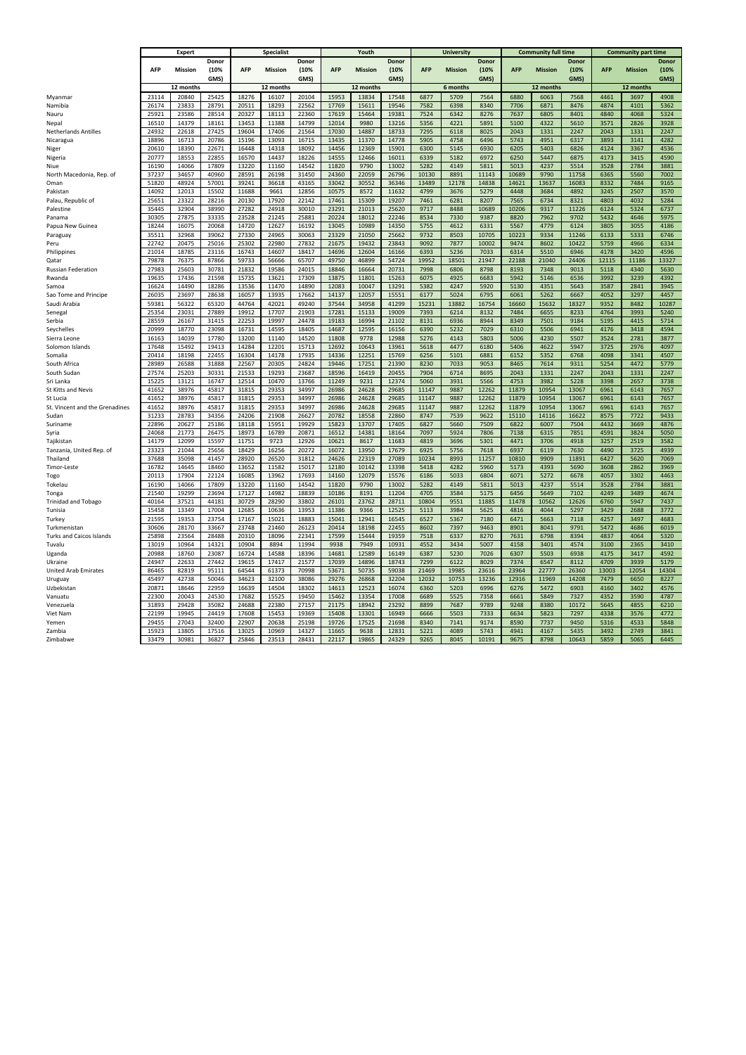| | Expert | | | Specialist | | | Youth | | | University | | | Community full time | | | Community part time | | |
|---|---|---|---|---|---|---|---|---|---|---|---|---|---|---|---|---|---|---|
| | AFP | Mission | Donor (10% GMS) | AFP | Mission | Donor (10% GMS) | AFP | Mission | Donor (10% GMS) | AFP | Mission | Donor (10% GMS) | AFP | Mission | Donor (10% GMS) | AFP | Mission | Donor (10% GMS) |
| | 12 months | | | 12 months | | | 12 months | | | 6 months | | | 12 months | | | 12 months | | |
| Myanmar | 23114 | 20840 | 25425 | 18276 | 16107 | 20104 | 15953 | 13834 | 17548 | 6877 | 5709 | 7564 | 6880 | 6063 | 7568 | 4461 | 3697 | 4908 |
| Namibia | 26174 | 23833 | 28791 | 20511 | 18293 | 22562 | 17769 | 15611 | 19546 | 7582 | 6398 | 8340 | 7706 | 6871 | 8476 | 4874 | 4101 | 5362 |
| Nauru | 25921 | 23586 | 28514 | 20327 | 18113 | 22360 | 17619 | 15464 | 19381 | 7524 | 6342 | 8276 | 7637 | 6805 | 8401 | 4840 | 4068 | 5324 |
| Nepal | 16510 | 14379 | 18161 | 13453 | 11388 | 14799 | 12014 | 9980 | 13216 | 5356 | 4221 | 5891 | 5100 | 4322 | 5610 | 3571 | 2826 | 3928 |
| Netherlands Antilles | 24932 | 22618 | 27425 | 19604 | 17406 | 21564 | 17030 | 14887 | 18733 | 7295 | 6118 | 8025 | 2043 | 1331 | 2247 | 2043 | 1331 | 2247 |
| Nicaragua | 18896 | 16713 | 20786 | 15196 | 13093 | 16715 | 13435 | 11370 | 14778 | 5905 | 4758 | 6496 | 5743 | 4951 | 6317 | 3893 | 3141 | 4282 |
| Niger | 20610 | 18390 | 22671 | 16448 | 14318 | 18092 | 14456 | 12369 | 15901 | 6300 | 5145 | 6930 | 6205 | 5403 | 6826 | 4124 | 3367 | 4536 |
| Nigeria | 20777 | 18553 | 22855 | 16570 | 14437 | 18226 | 14555 | 12466 | 16011 | 6339 | 5182 | 6972 | 6250 | 5447 | 6875 | 4173 | 3415 | 4590 |
| Niue | 16190 | 14066 | 17809 | 13220 | 11160 | 14542 | 11820 | 9790 | 13002 | 5282 | 4149 | 5811 | 5013 | 4237 | 5514 | 3528 | 2784 | 3881 |
| North Macedonia, Rep. of | 37237 | 34657 | 40960 | 28591 | 26198 | 31450 | 24360 | 22059 | 26796 | 10130 | 8891 | 11143 | 10689 | 9790 | 11758 | 6365 | 5560 | 7002 |
| Oman | 51820 | 48924 | 57001 | 39241 | 36618 | 43165 | 33042 | 30552 | 36346 | 13489 | 12178 | 14838 | 14621 | 13637 | 16083 | 8332 | 7484 | 9165 |
| Pakistan | 14092 | 12013 | 15502 | 11688 | 9661 | 12856 | 10575 | 8572 | 11632 | 4799 | 3676 | 5279 | 4448 | 3684 | 4892 | 3245 | 2507 | 3570 |
| Palau, Republic of | 25651 | 23322 | 28216 | 20130 | 17920 | 22142 | 17461 | 15309 | 19207 | 7461 | 6281 | 8207 | 7565 | 6734 | 8321 | 4803 | 4032 | 5284 |
| Palestine | 35445 | 32904 | 38990 | 27282 | 24918 | 30010 | 23291 | 21013 | 25620 | 9717 | 8488 | 10689 | 10206 | 9317 | 11226 | 6124 | 5324 | 6737 |
| Panama | 30305 | 27875 | 33335 | 23528 | 21245 | 25881 | 20224 | 18012 | 22246 | 8534 | 7330 | 9387 | 8820 | 7962 | 9702 | 5432 | 4646 | 5975 |
| Papua New Guinea | 18244 | 16075 | 20068 | 14720 | 12627 | 16192 | 13045 | 10989 | 14350 | 5755 | 4612 | 6331 | 5567 | 4779 | 6124 | 3805 | 3055 | 4186 |
| Paraguay | 35511 | 32968 | 39062 | 27330 | 24965 | 30063 | 23329 | 21050 | 25662 | 9732 | 8503 | 10705 | 10223 | 9334 | 11246 | 6133 | 5333 | 6746 |
| Peru | 22742 | 20475 | 25016 | 25302 | 22980 | 27832 | 21675 | 19432 | 23843 | 9092 | 7877 | 10002 | 9474 | 8602 | 10422 | 5759 | 4966 | 6334 |
| Philippines | 21014 | 18785 | 23116 | 16743 | 14607 | 18417 | 14696 | 12604 | 16166 | 6393 | 5236 | 7033 | 6314 | 5510 | 6946 | 4178 | 3420 | 4596 |
| Qatar | 79878 | 76375 | 87866 | 59733 | 56666 | 65707 | 49750 | 46899 | 54724 | 19952 | 18501 | 21947 | 22188 | 21040 | 24406 | 12115 | 11186 | 13327 |
| Russian Federation | 27983 | 25603 | 30781 | 21832 | 19586 | 24015 | 18846 | 16664 | 20731 | 7998 | 6806 | 8798 | 8193 | 7348 | 9013 | 5118 | 4340 | 5630 |
| Rwanda | 19635 | 17436 | 21598 | 15735 | 13621 | 17309 | 13875 | 11801 | 15263 | 6075 | 4925 | 6683 | 5942 | 5146 | 6536 | 3992 | 3239 | 4392 |
| Samoa | 16624 | 14490 | 18286 | 13536 | 11470 | 14890 | 12083 | 10047 | 13291 | 5382 | 4247 | 5920 | 5130 | 4351 | 5643 | 3587 | 2841 | 3945 |
| Sao Tome and Principe | 26035 | 23697 | 28638 | 16057 | 13935 | 17662 | 14137 | 12057 | 15551 | 6177 | 5024 | 6795 | 6061 | 5262 | 6667 | 4052 | 3297 | 4457 |
| Saudi Arabia | 59381 | 56322 | 65320 | 44764 | 42021 | 49240 | 37544 | 34958 | 41299 | 15231 | 13882 | 16754 | 16660 | 15632 | 18327 | 9352 | 8482 | 10287 |
| Senegal | 25354 | 23031 | 27889 | 19912 | 17707 | 21903 | 17281 | 15133 | 19009 | 7393 | 6214 | 8132 | 7484 | 6655 | 8233 | 4764 | 3993 | 5240 |
| Serbia | 28559 | 26167 | 31415 | 22253 | 19997 | 24478 | 19183 | 16994 | 21102 | 8131 | 6936 | 8944 | 8349 | 7501 | 9184 | 5195 | 4415 | 5714 |
| Seychelles | 20999 | 18770 | 23098 | 16731 | 14595 | 18405 | 14687 | 12595 | 16156 | 6390 | 5232 | 7029 | 6310 | 5506 | 6941 | 4176 | 3418 | 4594 |
| Sierra Leone | 16163 | 14039 | 17780 | 13200 | 11140 | 14520 | 11808 | 9778 | 12988 | 5276 | 4143 | 5803 | 5006 | 4230 | 5507 | 3524 | 2781 | 3877 |
| Solomon Islands | 17648 | 15492 | 19413 | 14284 | 12201 | 15713 | 12692 | 10643 | 13961 | 5618 | 4477 | 6180 | 5406 | 4622 | 5947 | 3725 | 2976 | 4097 |
| Somalia | 20414 | 18198 | 22455 | 16304 | 14178 | 17935 | 14336 | 12251 | 15769 | 6256 | 5101 | 6881 | 6152 | 5352 | 6768 | 4098 | 3341 | 4507 |
| South Africa | 28989 | 26588 | 31888 | 22567 | 20305 | 24824 | 19446 | 17251 | 21390 | 8230 | 7033 | 9053 | 8465 | 7614 | 9311 | 5254 | 4472 | 5779 |
| South Sudan | 27574 | 25203 | 30331 | 21533 | 19293 | 23687 | 18596 | 16419 | 20455 | 7904 | 6714 | 8695 | 2043 | 1331 | 2247 | 2043 | 1331 | 2247 |
| Sri Lanka | 15225 | 13121 | 16747 | 12514 | 10470 | 13766 | 11249 | 9231 | 12374 | 5060 | 3931 | 5566 | 4753 | 3982 | 5228 | 3398 | 2657 | 3738 |
| St Kitts and Nevis | 41652 | 38976 | 45817 | 31815 | 29353 | 34997 | 26986 | 24628 | 29685 | 11147 | 9887 | 12262 | 11879 | 10954 | 13067 | 6961 | 6143 | 7657 |
| St Lucia | 41652 | 38976 | 45817 | 31815 | 29353 | 34997 | 26986 | 24628 | 29685 | 11147 | 9887 | 12262 | 11879 | 10954 | 13067 | 6961 | 6143 | 7657 |
| St. Vincent and the Grenadines | 41652 | 38976 | 45817 | 31815 | 29353 | 34997 | 26986 | 24628 | 29685 | 11147 | 9887 | 12262 | 11879 | 10954 | 13067 | 6961 | 6143 | 7657 |
| Sudan | 31233 | 28783 | 34356 | 24206 | 21908 | 26627 | 20782 | 18558 | 22860 | 8747 | 7539 | 9622 | 15110 | 14116 | 16622 | 8575 | 7722 | 9433 |
| Suriname | 22896 | 20627 | 25186 | 18118 | 15951 | 19929 | 15823 | 13707 | 17405 | 6827 | 5660 | 7509 | 6822 | 6007 | 7504 | 4432 | 3669 | 4876 |
| Syria | 24068 | 21773 | 26475 | 18973 | 16789 | 20871 | 16512 | 14381 | 18164 | 7097 | 5924 | 7806 | 7138 | 6315 | 7851 | 4591 | 3824 | 5050 |
| Tajikistan | 14179 | 12099 | 15597 | 11751 | 9723 | 12926 | 10621 | 8617 | 11683 | 4819 | 3696 | 5301 | 4471 | 3706 | 4918 | 3257 | 2519 | 3582 |
| Tanzania, United Rep. of | 23323 | 21044 | 25656 | 18429 | 16256 | 20272 | 16072 | 13950 | 17679 | 6925 | 5756 | 7618 | 6937 | 6119 | 7630 | 4490 | 3725 | 4939 |
| Thailand | 37688 | 35098 | 41457 | 28920 | 26520 | 31812 | 24626 | 22319 | 27089 | 10234 | 8993 | 11257 | 10810 | 9909 | 11891 | 6427 | 5620 | 7069 |
| Timor-Leste | 16782 | 14645 | 18460 | 13652 | 11582 | 15017 | 12180 | 10142 | 13398 | 5418 | 4282 | 5960 | 5173 | 4393 | 5690 | 3608 | 2862 | 3969 |
| Togo | 20113 | 17904 | 22124 | 16085 | 13962 | 17693 | 14160 | 12079 | 15576 | 6186 | 5033 | 6804 | 6071 | 5272 | 6678 | 4057 | 3302 | 4463 |
| Tokelau | 16190 | 14066 | 17809 | 13220 | 11160 | 14542 | 11820 | 9790 | 13002 | 5282 | 4149 | 5811 | 5013 | 4237 | 5514 | 3528 | 2784 | 3881 |
| Tonga | 21540 | 19299 | 23694 | 17127 | 14982 | 18839 | 10186 | 8191 | 11204 | 4705 | 3584 | 5175 | 6456 | 5649 | 7102 | 4249 | 3489 | 4674 |
| Trinidad and Tobago | 40164 | 37521 | 44181 | 30729 | 28290 | 33802 | 26101 | 23762 | 28711 | 10804 | 9551 | 11885 | 11478 | 10562 | 12626 | 6760 | 5947 | 7437 |
| Tunisia | 15458 | 13349 | 17004 | 12685 | 10636 | 13953 | 11386 | 9366 | 12525 | 5113 | 3984 | 5625 | 4816 | 4044 | 5297 | 3429 | 2688 | 3772 |
| Turkey | 21595 | 19353 | 23754 | 17167 | 15021 | 18883 | 15041 | 12941 | 16545 | 6527 | 5367 | 7180 | 6471 | 5663 | 7118 | 4257 | 3497 | 4683 |
| Turkmenistan | 30606 | 28170 | 33667 | 23748 | 21460 | 26123 | 20414 | 18198 | 22455 | 8602 | 7397 | 9463 | 8901 | 8041 | 9791 | 5472 | 4686 | 6019 |
| Turks and Caicos Islands | 25898 | 23564 | 28488 | 20310 | 18096 | 22341 | 17599 | 15444 | 19359 | 7518 | 6337 | 8270 | 7631 | 6798 | 8394 | 4837 | 4064 | 5320 |
| Tuvalu | 13019 | 10964 | 14321 | 10904 | 8894 | 11994 | 9938 | 7949 | 10931 | 4552 | 3434 | 5007 | 4158 | 3401 | 4574 | 3100 | 2365 | 3410 |
| Uganda | 20988 | 18760 | 23087 | 16724 | 14588 | 18396 | 14681 | 12589 | 16149 | 6387 | 5230 | 7026 | 6307 | 5503 | 6938 | 4175 | 3417 | 4592 |
| Ukraine | 24947 | 22633 | 27442 | 19615 | 17417 | 21577 | 17039 | 14896 | 18743 | 7299 | 6122 | 8029 | 7374 | 6547 | 8112 | 4709 | 3939 | 5179 |
| United Arab Emirates | 86465 | 82819 | 95111 | 64544 | 61373 | 70998 | 53671 | 50735 | 59038 | 21469 | 19985 | 23616 | 23964 | 22777 | 26360 | 13003 | 12054 | 14304 |
| Uruguay | 45497 | 42738 | 50046 | 34623 | 32100 | 38086 | 29276 | 26868 | 32204 | 12032 | 10753 | 13236 | 12916 | 11969 | 14208 | 7479 | 6650 | 8227 |
| Uzbekistan | 20871 | 18646 | 22959 | 16639 | 14504 | 18302 | 14613 | 12523 | 16074 | 6360 | 5203 | 6996 | 6276 | 5472 | 6903 | 4160 | 3402 | 4576 |
| Vanuatu | 22300 | 20043 | 24530 | 17682 | 15525 | 19450 | 15462 | 13354 | 17008 | 6689 | 5525 | 7358 | 6661 | 5849 | 7327 | 4352 | 3590 | 4787 |
| Venezuela | 31893 | 29428 | 35082 | 24688 | 22380 | 27157 | 21175 | 18942 | 23292 | 8899 | 7687 | 9789 | 9248 | 8380 | 10172 | 5645 | 4855 | 6210 |
| Viet Nam | 22199 | 19945 | 24419 | 17608 | 15453 | 19369 | 15408 | 13301 | 16949 | 6666 | 5503 | 7333 | 6634 | 5823 | 7297 | 4338 | 3576 | 4772 |
| Yemen | 29455 | 27043 | 32400 | 22907 | 20638 | 25198 | 19726 | 17525 | 21698 | 8340 | 7141 | 9174 | 8590 | 7737 | 9450 | 5316 | 4533 | 5848 |
| Zambia | 15923 | 13805 | 17516 | 13025 | 10969 | 14327 | 11665 | 9638 | 12831 | 5221 | 4089 | 5743 | 4941 | 4167 | 5435 | 3492 | 2749 | 3841 |
| Zimbabwe | 33479 | 30981 | 36827 | 25846 | 23513 | 28431 | 22117 | 19865 | 24329 | 9265 | 8045 | 10191 | 9675 | 8798 | 10643 | 5859 | 5065 | 6445 |